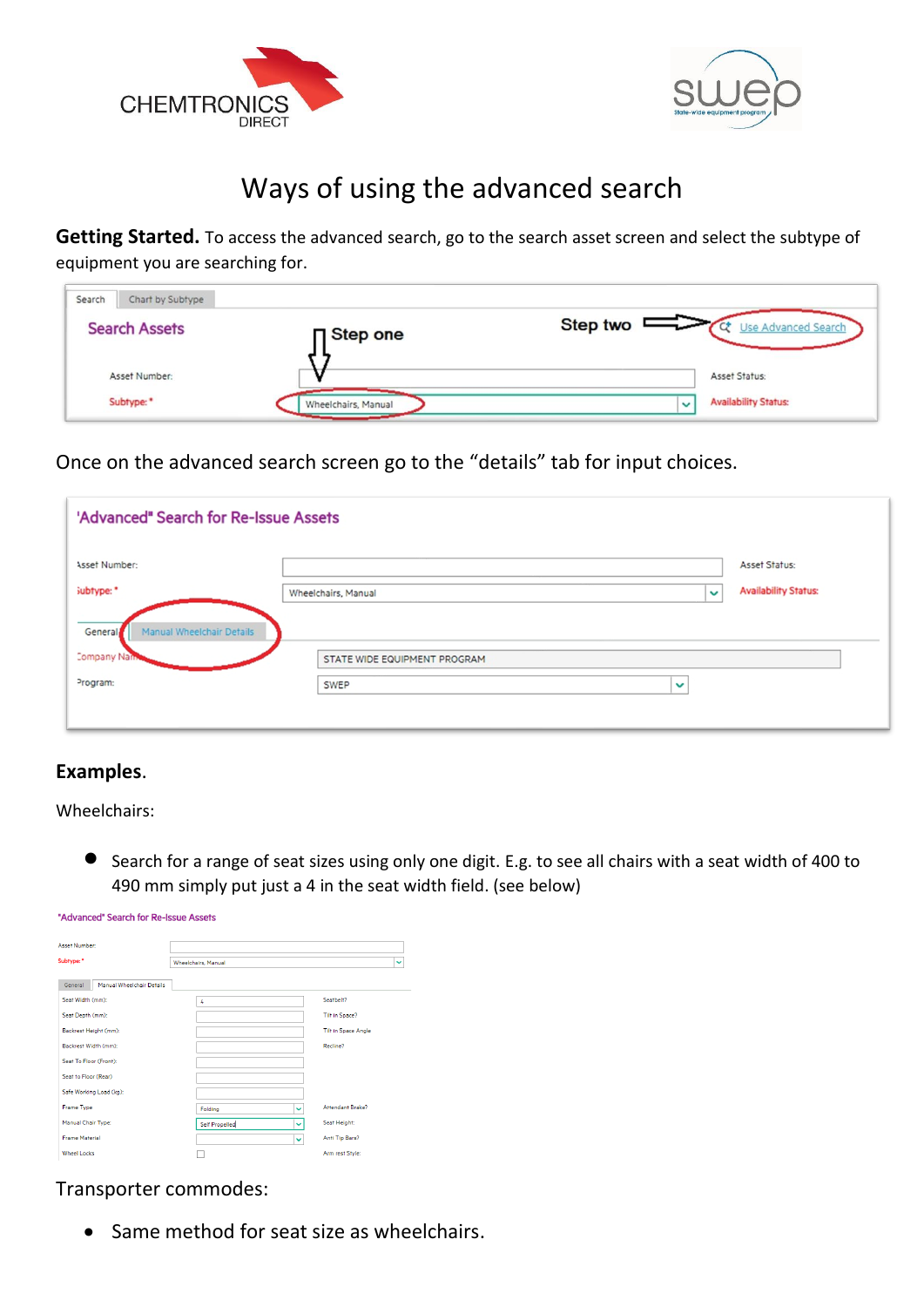# Ways of using the advanced search

**Getting Started.** To access the advanced search, go to the search asset screen and select the subtype of equipment you are searching for.

Once on the advanced search screen go to the "details" tab for input choices.

## Examples.

Wheelchairs:

- Search for a range of seat sizes using only one digit. E.g. to see all chairs with a seat width of 400 to 490 mm simply put just a 4 in the seat width field. (see below)

Transporter commodes:

- Same method for seat size as wheelchairs.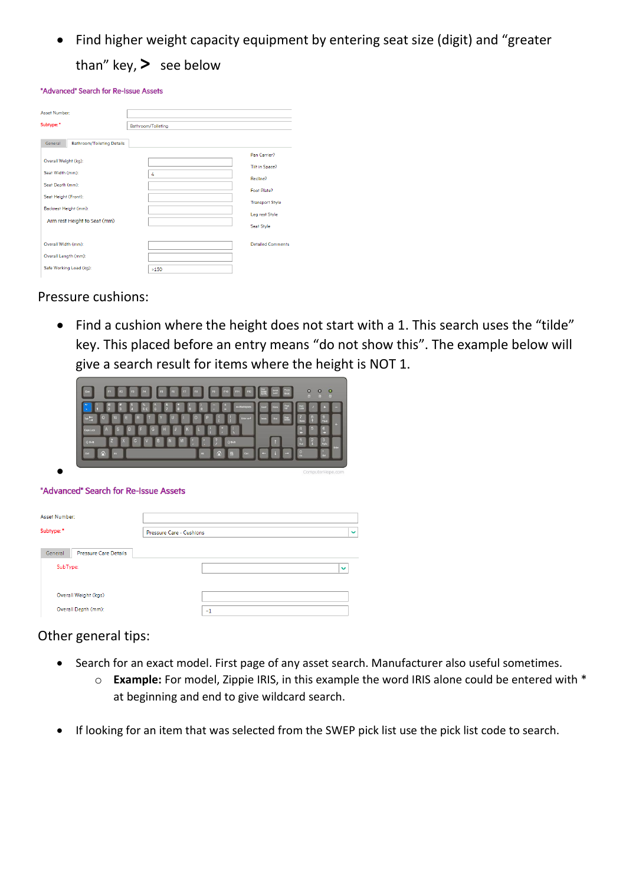- Find higher weight capacity equipment by entering seat size (digit) and "greater than" key, **>** see below

"Advanced" Search for Re-Issue Assets

| | |
|---|---|
| Asset Number: | |
| Subtype: * | Bathroom/Toileting |

General | Bathroom/Toileting Details

| | | |
|---|---|---|
| Overall Weight (kg): | | Pan Carrier? |
| Seat Width (mm): | 4 | Tilt in Space? |
| Seat Depth (mm): | | Recline? |
| Seat Height (Front): | | Foot Plate? |
| Backrest Height (mm): | | Transport Style |
| Arm rest Height to Seat (mm) | | Leg rest Style |
| | | Seat Style |
| Overall Width (mm): | | Detailed Comments |
| Overall Length (mm): | | |
| Safe Working Load (kg): | >150 | |

Pressure cushions:

- Find a cushion where the height does not start with a 1. This search uses the "tilde" key. This placed before an entry means "do not show this". The example below will give a search result for items where the height is NOT 1.

- 

"Advanced" Search for Re-Issue Assets

| | |
|---|---|
| Asset Number: | |
| Subtype: * | Pressure Care - Cushions |

General | Pressure Care Details

| | |
|---|---|
| SubType: | |
| Overall Weight (kgs): | |
| Overall Depth (mm): | ~1 |

Other general tips:

- Search for an exact model. First page of any asset search. Manufacturer also useful sometimes.
  - **Example:** For model, Zippie IRIS, in this example the word IRIS alone could be entered with * at beginning and end to give wildcard search.

- If looking for an item that was selected from the SWEP pick list use the pick list code to search.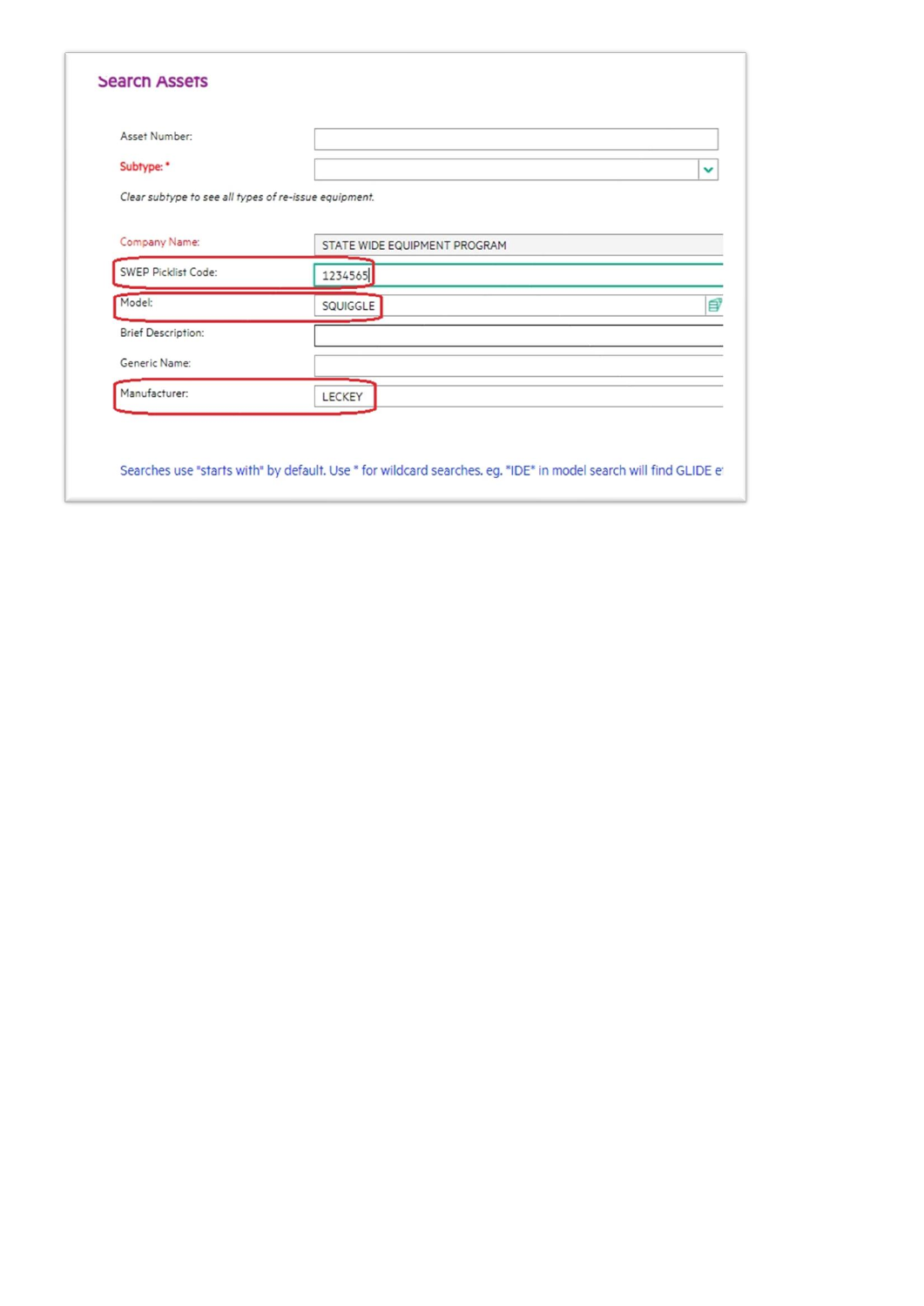## Search Assets

| | |
|---|---|
| Asset Number: | |
| Subtype: * | |
| *Clear subtype to see all types of re-issue equipment.* | |
| Company Name: | STATE WIDE EQUIPMENT PROGRAM |
| SWEP Picklist Code: | 1234565 |
| Model: | SQUIGGLE |
| Brief Description: | |
| Generic Name: | |
| Manufacturer: | LECKEY |

Searches use "starts with" by default. Use * for wildcard searches. eg. *IDE* in model search will find GLIDE e